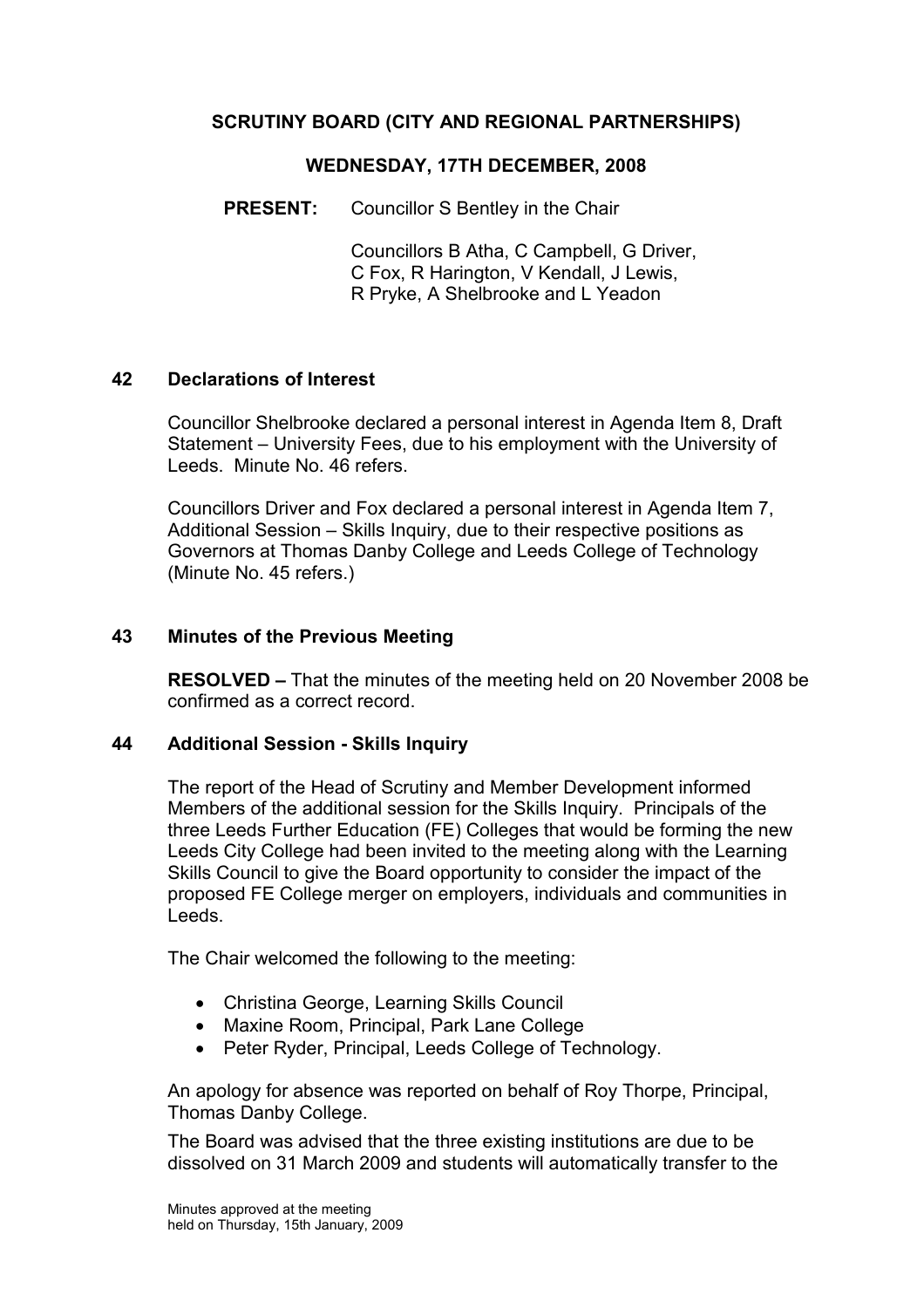# SCRUTINY BOARD (CITY AND REGIONAL PARTNERSHIPS)

## WEDNESDAY, 17TH DECEMBER, 2008

**PRESENT:** Councillor S Bentley in the Chair

Councillors B Atha, C Campbell, G Driver, C Fox, R Harington, V Kendall, J Lewis, R Pryke, A Shelbrooke and L Yeadon

### 42 Declarations of Interest

Councillor Shelbrooke declared a personal interest in Agenda Item 8, Draft Statement – University Fees, due to his employment with the University of Leeds. Minute No. 46 refers.

Councillors Driver and Fox declared a personal interest in Agenda Item 7, Additional Session – Skills Inquiry, due to their respective positions as Governors at Thomas Danby College and Leeds College of Technology (Minute No. 45 refers.)

### 43 Minutes of the Previous Meeting

**RESOLVED –** That the minutes of the meeting held on 20 November 2008 be confirmed as a correct record.

### 44 Additional Session - Skills Inquiry

The report of the Head of Scrutiny and Member Development informed Members of the additional session for the Skills Inquiry. Principals of the three Leeds Further Education (FE) Colleges that would be forming the new Leeds City College had been invited to the meeting along with the Learning Skills Council to give the Board opportunity to consider the impact of the proposed FE College merger on employers, individuals and communities in Leeds.

The Chair welcomed the following to the meeting:

- Christina George, Learning Skills Council
- Maxine Room, Principal, Park Lane College
- Peter Ryder, Principal, Leeds College of Technology.

An apology for absence was reported on behalf of Roy Thorpe, Principal, Thomas Danby College.

The Board was advised that the three existing institutions are due to be dissolved on 31 March 2009 and students will automatically transfer to the

Minutes approved at the meeting
held on Thursday, 15th January, 2009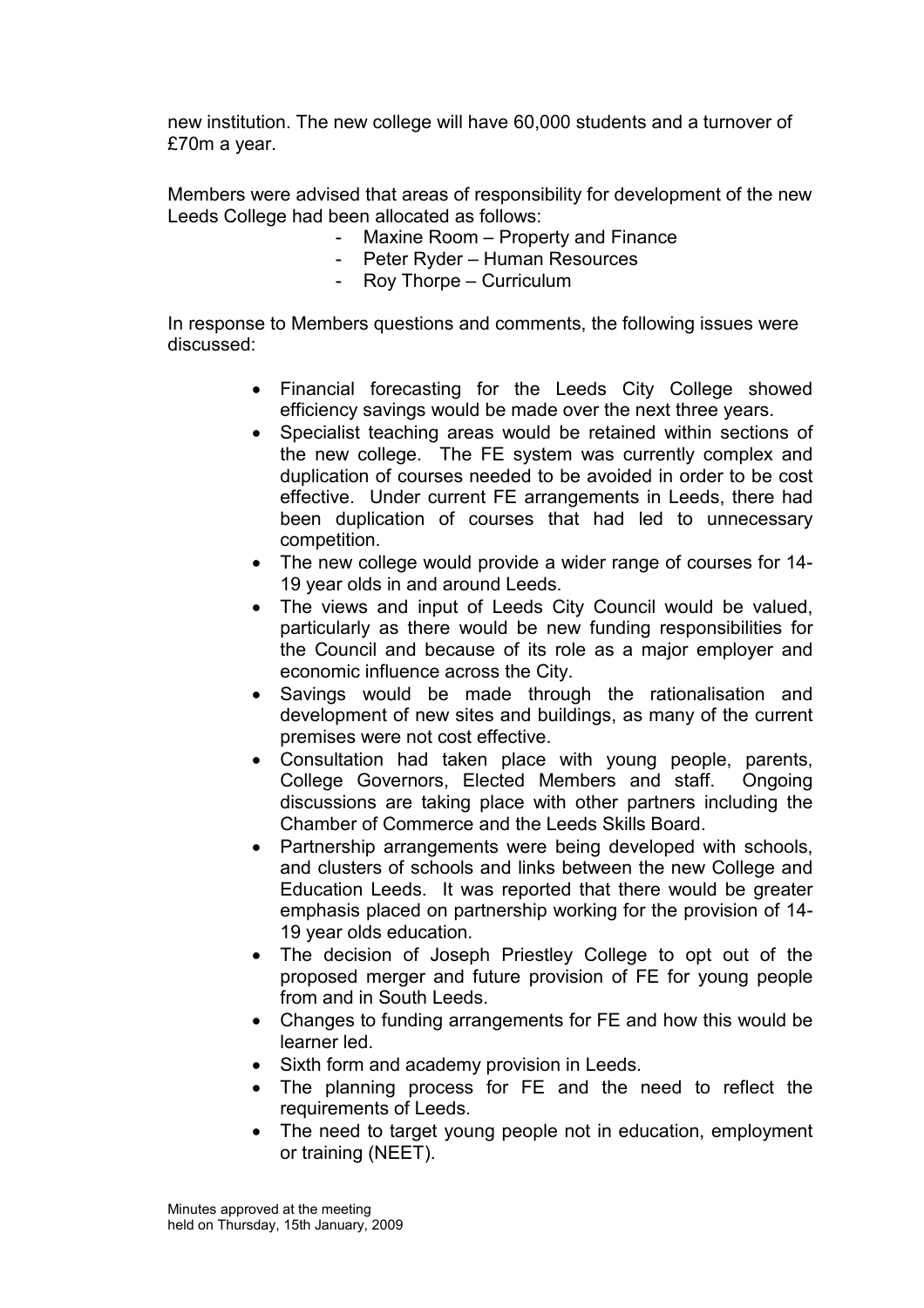new institution. The new college will have 60,000 students and a turnover of £70m a year.

Members were advised that areas of responsibility for development of the new Leeds College had been allocated as follows:

- Maxine Room – Property and Finance
- Peter Ryder – Human Resources
- Roy Thorpe – Curriculum

In response to Members questions and comments, the following issues were discussed:

- Financial forecasting for the Leeds City College showed efficiency savings would be made over the next three years.
- Specialist teaching areas would be retained within sections of the new college. The FE system was currently complex and duplication of courses needed to be avoided in order to be cost effective. Under current FE arrangements in Leeds, there had been duplication of courses that had led to unnecessary competition.
- The new college would provide a wider range of courses for 14-19 year olds in and around Leeds.
- The views and input of Leeds City Council would be valued, particularly as there would be new funding responsibilities for the Council and because of its role as a major employer and economic influence across the City.
- Savings would be made through the rationalisation and development of new sites and buildings, as many of the current premises were not cost effective.
- Consultation had taken place with young people, parents, College Governors, Elected Members and staff. Ongoing discussions are taking place with other partners including the Chamber of Commerce and the Leeds Skills Board.
- Partnership arrangements were being developed with schools, and clusters of schools and links between the new College and Education Leeds. It was reported that there would be greater emphasis placed on partnership working for the provision of 14-19 year olds education.
- The decision of Joseph Priestley College to opt out of the proposed merger and future provision of FE for young people from and in South Leeds.
- Changes to funding arrangements for FE and how this would be learner led.
- Sixth form and academy provision in Leeds.
- The planning process for FE and the need to reflect the requirements of Leeds.
- The need to target young people not in education, employment or training (NEET).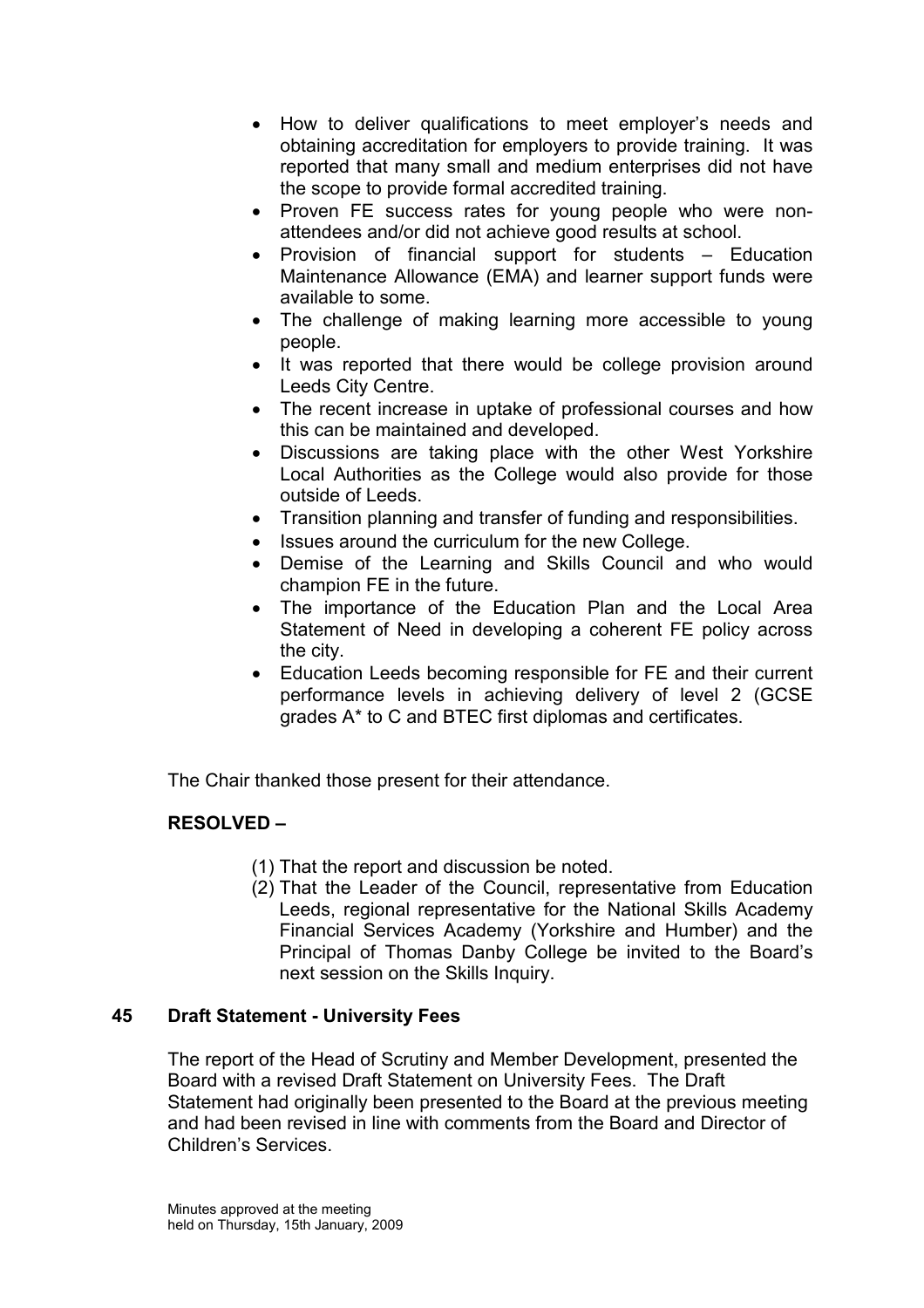- How to deliver qualifications to meet employer's needs and obtaining accreditation for employers to provide training. It was reported that many small and medium enterprises did not have the scope to provide formal accredited training.
- Proven FE success rates for young people who were non-attendees and/or did not achieve good results at school.
- Provision of financial support for students – Education Maintenance Allowance (EMA) and learner support funds were available to some.
- The challenge of making learning more accessible to young people.
- It was reported that there would be college provision around Leeds City Centre.
- The recent increase in uptake of professional courses and how this can be maintained and developed.
- Discussions are taking place with the other West Yorkshire Local Authorities as the College would also provide for those outside of Leeds.
- Transition planning and transfer of funding and responsibilities.
- Issues around the curriculum for the new College.
- Demise of the Learning and Skills Council and who would champion FE in the future.
- The importance of the Education Plan and the Local Area Statement of Need in developing a coherent FE policy across the city.
- Education Leeds becoming responsible for FE and their current performance levels in achieving delivery of level 2 (GCSE grades A* to C and BTEC first diplomas and certificates.

The Chair thanked those present for their attendance.

**RESOLVED –**

(1) That the report and discussion be noted.
(2) That the Leader of the Council, representative from Education Leeds, regional representative for the National Skills Academy Financial Services Academy (Yorkshire and Humber) and the Principal of Thomas Danby College be invited to the Board's next session on the Skills Inquiry.

### 45 Draft Statement - University Fees

The report of the Head of Scrutiny and Member Development, presented the Board with a revised Draft Statement on University Fees. The Draft Statement had originally been presented to the Board at the previous meeting and had been revised in line with comments from the Board and Director of Children's Services.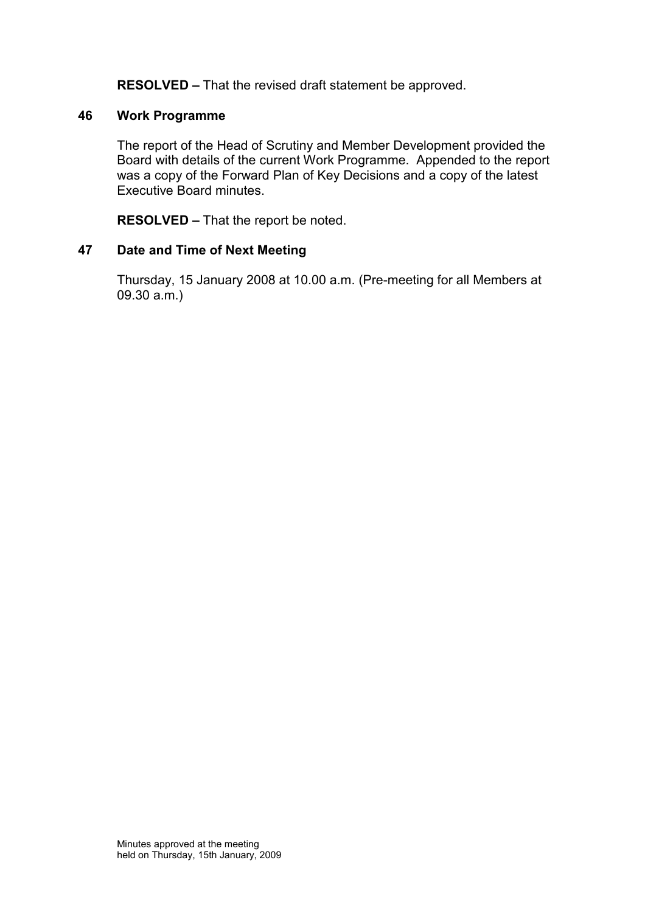**RESOLVED –** That the revised draft statement be approved.

## 46 Work Programme

The report of the Head of Scrutiny and Member Development provided the Board with details of the current Work Programme. Appended to the report was a copy of the Forward Plan of Key Decisions and a copy of the latest Executive Board minutes.

**RESOLVED –** That the report be noted.

## 47 Date and Time of Next Meeting

Thursday, 15 January 2008 at 10.00 a.m. (Pre-meeting for all Members at 09.30 a.m.)

Minutes approved at the meeting
held on Thursday, 15th January, 2009